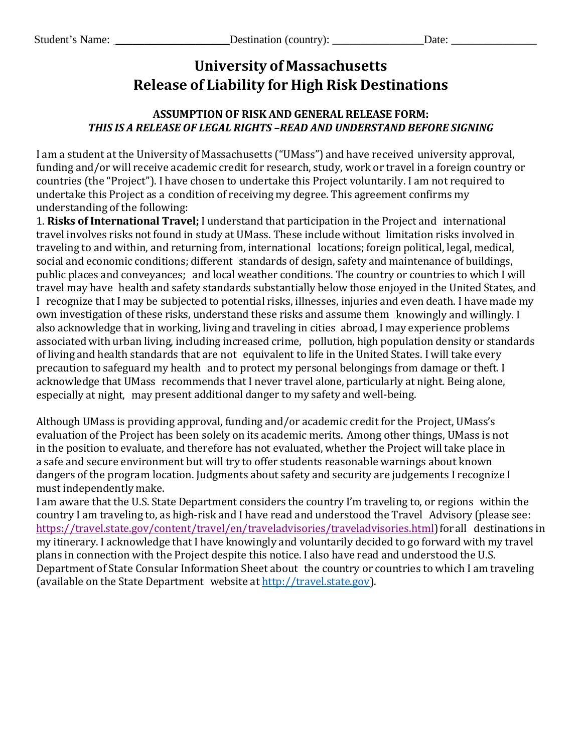Student's Name: _____________________ Destination (country): ________________ Date: _______________

# University of Massachusetts
# Release of Liability for High Risk Destinations

### ASSUMPTION OF RISK AND GENERAL RELEASE FORM:
### *THIS IS A RELEASE OF LEGAL RIGHTS –READ AND UNDERSTAND BEFORE SIGNING*

I am a student at the University of Massachusetts ("UMass") and have received university approval, funding and/or will receive academic credit for research, study, work or travel in a foreign country or countries (the "Project"). I have chosen to undertake this Project voluntarily. I am not required to undertake this Project as a condition of receiving my degree. This agreement confirms my understanding of the following:

1. **Risks of International Travel;** I understand that participation in the Project and international travel involves risks not found in study at UMass. These include without limitation risks involved in traveling to and within, and returning from, international locations; foreign political, legal, medical, social and economic conditions; different standards of design, safety and maintenance of buildings, public places and conveyances; and local weather conditions. The country or countries to which I will travel may have health and safety standards substantially below those enjoyed in the United States, and I recognize that I may be subjected to potential risks, illnesses, injuries and even death. I have made my own investigation of these risks, understand these risks and assume them knowingly and willingly. I also acknowledge that in working, living and traveling in cities abroad, I may experience problems associated with urban living, including increased crime, pollution, high population density or standards of living and health standards that are not equivalent to life in the United States. I will take every precaution to safeguard my health and to protect my personal belongings from damage or theft. I acknowledge that UMass recommends that I never travel alone, particularly at night. Being alone, especially at night, may present additional danger to my safety and well-being.

Although UMass is providing approval, funding and/or academic credit for the Project, UMass's evaluation of the Project has been solely on its academic merits. Among other things, UMass is not in the position to evaluate, and therefore has not evaluated, whether the Project will take place in a safe and secure environment but will try to offer students reasonable warnings about known dangers of the program location. Judgments about safety and security are judgements I recognize I must independently make.

I am aware that the U.S. State Department considers the country I'm traveling to, or regions within the country I am traveling to, as high-risk and I have read and understood the Travel Advisory (please see: https://travel.state.gov/content/travel/en/traveladvisories/traveladvisories.html) for all destinations in my itinerary. I acknowledge that I have knowingly and voluntarily decided to go forward with my travel plans in connection with the Project despite this notice. I also have read and understood the U.S. Department of State Consular Information Sheet about the country or countries to which I am traveling (available on the State Department website at http://travel.state.gov).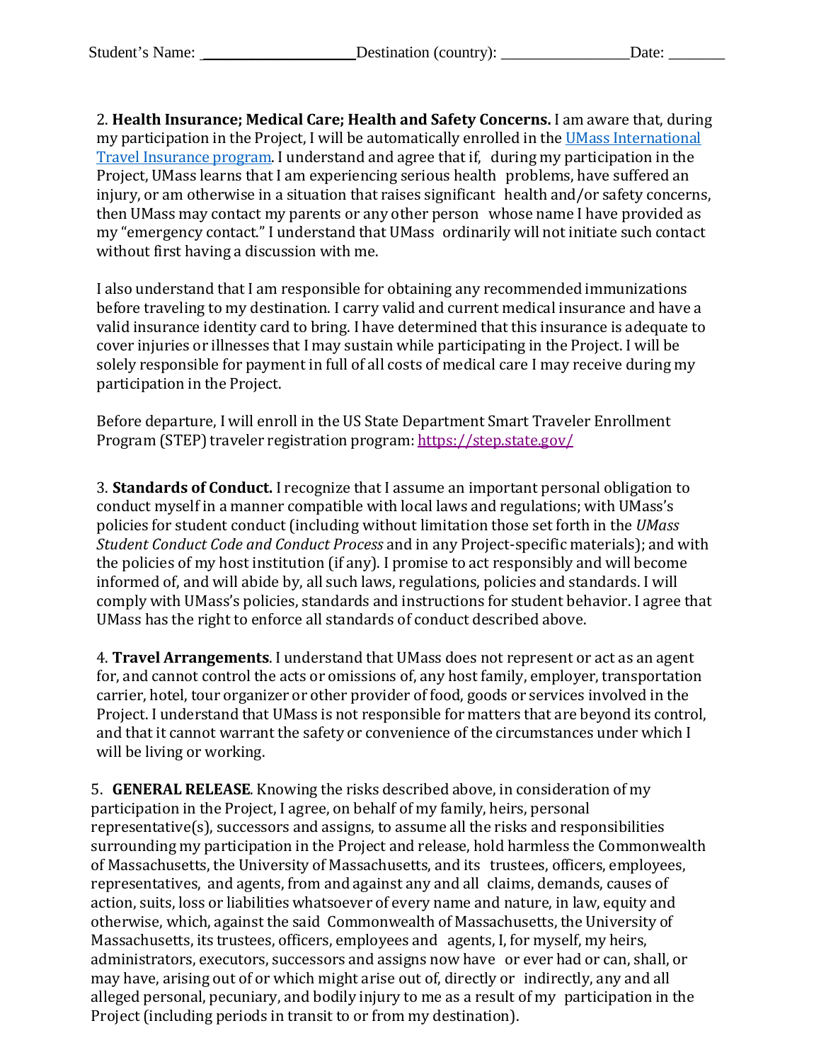Student's Name: \_\_\_\_\_\_\_\_\_\_\_\_\_\_\_\_\_\_\_\_ Destination (country): \_\_\_\_\_\_\_\_\_\_\_\_\_\_\_\_ Date: \_\_\_\_\_\_\_

2. **Health Insurance; Medical Care; Health and Safety Concerns.** I am aware that, during my participation in the Project, I will be automatically enrolled in the UMass International Travel Insurance program. I understand and agree that if, during my participation in the Project, UMass learns that I am experiencing serious health problems, have suffered an injury, or am otherwise in a situation that raises significant health and/or safety concerns, then UMass may contact my parents or any other person whose name I have provided as my "emergency contact." I understand that UMass ordinarily will not initiate such contact without first having a discussion with me.

I also understand that I am responsible for obtaining any recommended immunizations before traveling to my destination. I carry valid and current medical insurance and have a valid insurance identity card to bring. I have determined that this insurance is adequate to cover injuries or illnesses that I may sustain while participating in the Project. I will be solely responsible for payment in full of all costs of medical care I may receive during my participation in the Project.

Before departure, I will enroll in the US State Department Smart Traveler Enrollment Program (STEP) traveler registration program: https://step.state.gov/

3. **Standards of Conduct.** I recognize that I assume an important personal obligation to conduct myself in a manner compatible with local laws and regulations; with UMass's policies for student conduct (including without limitation those set forth in the *UMass Student Conduct Code and Conduct Process* and in any Project-specific materials); and with the policies of my host institution (if any). I promise to act responsibly and will become informed of, and will abide by, all such laws, regulations, policies and standards. I will comply with UMass's policies, standards and instructions for student behavior. I agree that UMass has the right to enforce all standards of conduct described above.

4. **Travel Arrangements**. I understand that UMass does not represent or act as an agent for, and cannot control the acts or omissions of, any host family, employer, transportation carrier, hotel, tour organizer or other provider of food, goods or services involved in the Project. I understand that UMass is not responsible for matters that are beyond its control, and that it cannot warrant the safety or convenience of the circumstances under which I will be living or working.

5. **GENERAL RELEASE**. Knowing the risks described above, in consideration of my participation in the Project, I agree, on behalf of my family, heirs, personal representative(s), successors and assigns, to assume all the risks and responsibilities surrounding my participation in the Project and release, hold harmless the Commonwealth of Massachusetts, the University of Massachusetts, and its trustees, officers, employees, representatives, and agents, from and against any and all claims, demands, causes of action, suits, loss or liabilities whatsoever of every name and nature, in law, equity and otherwise, which, against the said Commonwealth of Massachusetts, the University of Massachusetts, its trustees, officers, employees and agents, I, for myself, my heirs, administrators, executors, successors and assigns now have or ever had or can, shall, or may have, arising out of or which might arise out of, directly or indirectly, any and all alleged personal, pecuniary, and bodily injury to me as a result of my participation in the Project (including periods in transit to or from my destination).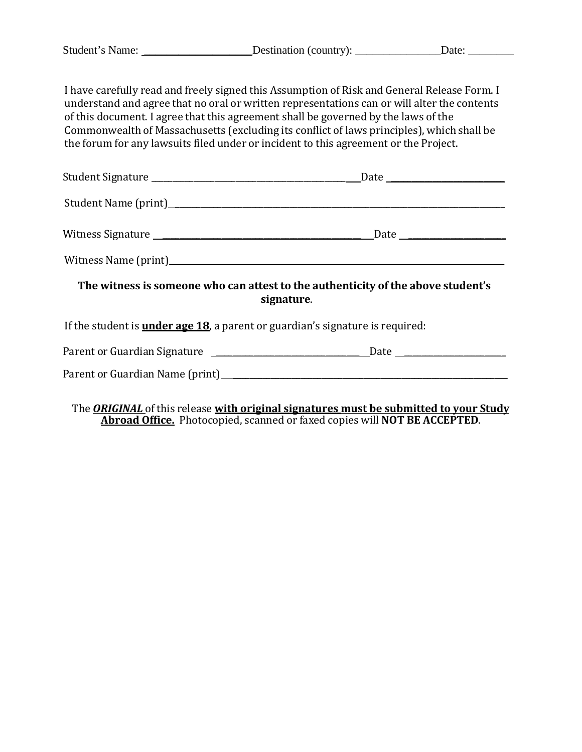Student's Name: ______________________Destination (country): ________________Date: _________

I have carefully read and freely signed this Assumption of Risk and General Release Form. I understand and agree that no oral or written representations can or will alter the contents of this document. I agree that this agreement shall be governed by the laws of the Commonwealth of Massachusetts (excluding its conflict of laws principles), which shall be the forum for any lawsuits filed under or incident to this agreement or the Project.

Student Signature ___________________________________________Date ___________________________

Student Name (print)_______________________________________________________________________________

Witness Signature _______________________________________________Date ________________________

Witness Name (print)_______________________________________________________________________________

**The witness is someone who can attest to the authenticity of the above student's signature**.

If the student is **under age 18**, a parent or guardian's signature is required:

Parent or Guardian Signature ____________________________________Date __________________________

Parent or Guardian Name (print)___________________________________________________________________

The ***ORIGINAL*** of this release **with original signatures must be submitted to your Study Abroad Office.** Photocopied, scanned or faxed copies will **NOT BE ACCEPTED**.